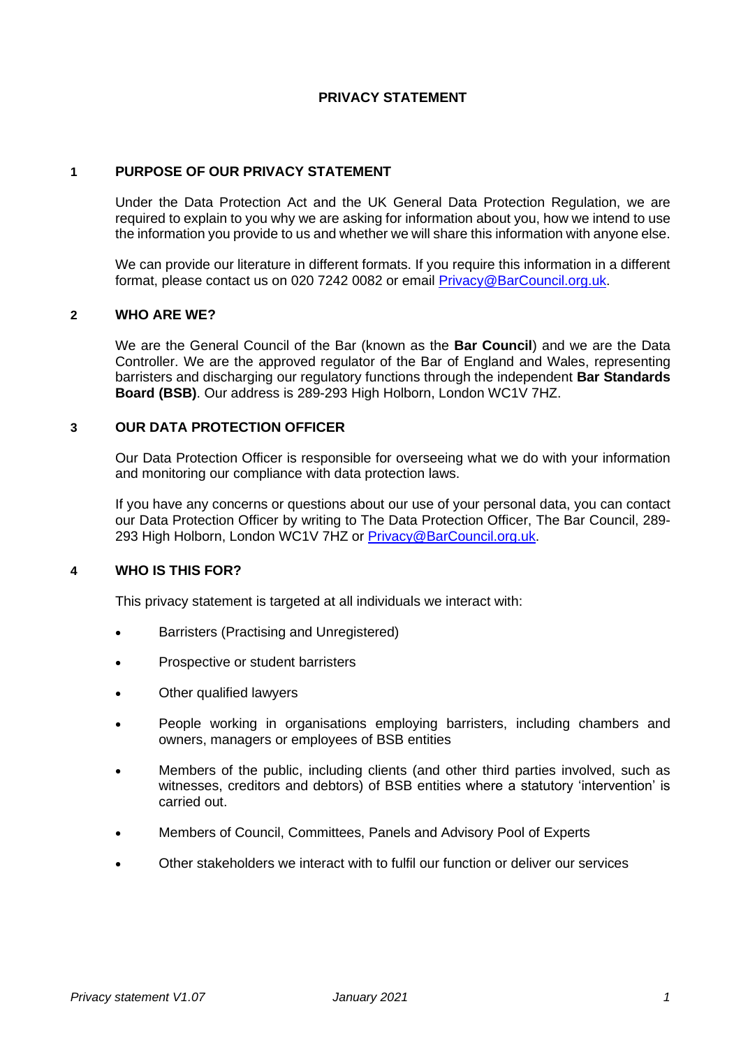# PRIVACY STATEMENT

## 1 PURPOSE OF OUR PRIVACY STATEMENT

Under the Data Protection Act and the UK General Data Protection Regulation, we are required to explain to you why we are asking for information about you, how we intend to use the information you provide to us and whether we will share this information with anyone else.

We can provide our literature in different formats. If you require this information in a different format, please contact us on 020 7242 0082 or email Privacy@BarCouncil.org.uk.

## 2 WHO ARE WE?

We are the General Council of the Bar (known as the **Bar Council**) and we are the Data Controller. We are the approved regulator of the Bar of England and Wales, representing barristers and discharging our regulatory functions through the independent **Bar Standards Board (BSB)**. Our address is 289-293 High Holborn, London WC1V 7HZ.

## 3 OUR DATA PROTECTION OFFICER

Our Data Protection Officer is responsible for overseeing what we do with your information and monitoring our compliance with data protection laws.

If you have any concerns or questions about our use of your personal data, you can contact our Data Protection Officer by writing to The Data Protection Officer, The Bar Council, 289-293 High Holborn, London WC1V 7HZ or Privacy@BarCouncil.org.uk.

## 4 WHO IS THIS FOR?

This privacy statement is targeted at all individuals we interact with:

- Barristers (Practising and Unregistered)
- Prospective or student barristers
- Other qualified lawyers
- People working in organisations employing barristers, including chambers and owners, managers or employees of BSB entities
- Members of the public, including clients (and other third parties involved, such as witnesses, creditors and debtors) of BSB entities where a statutory 'intervention' is carried out.
- Members of Council, Committees, Panels and Advisory Pool of Experts
- Other stakeholders we interact with to fulfil our function or deliver our services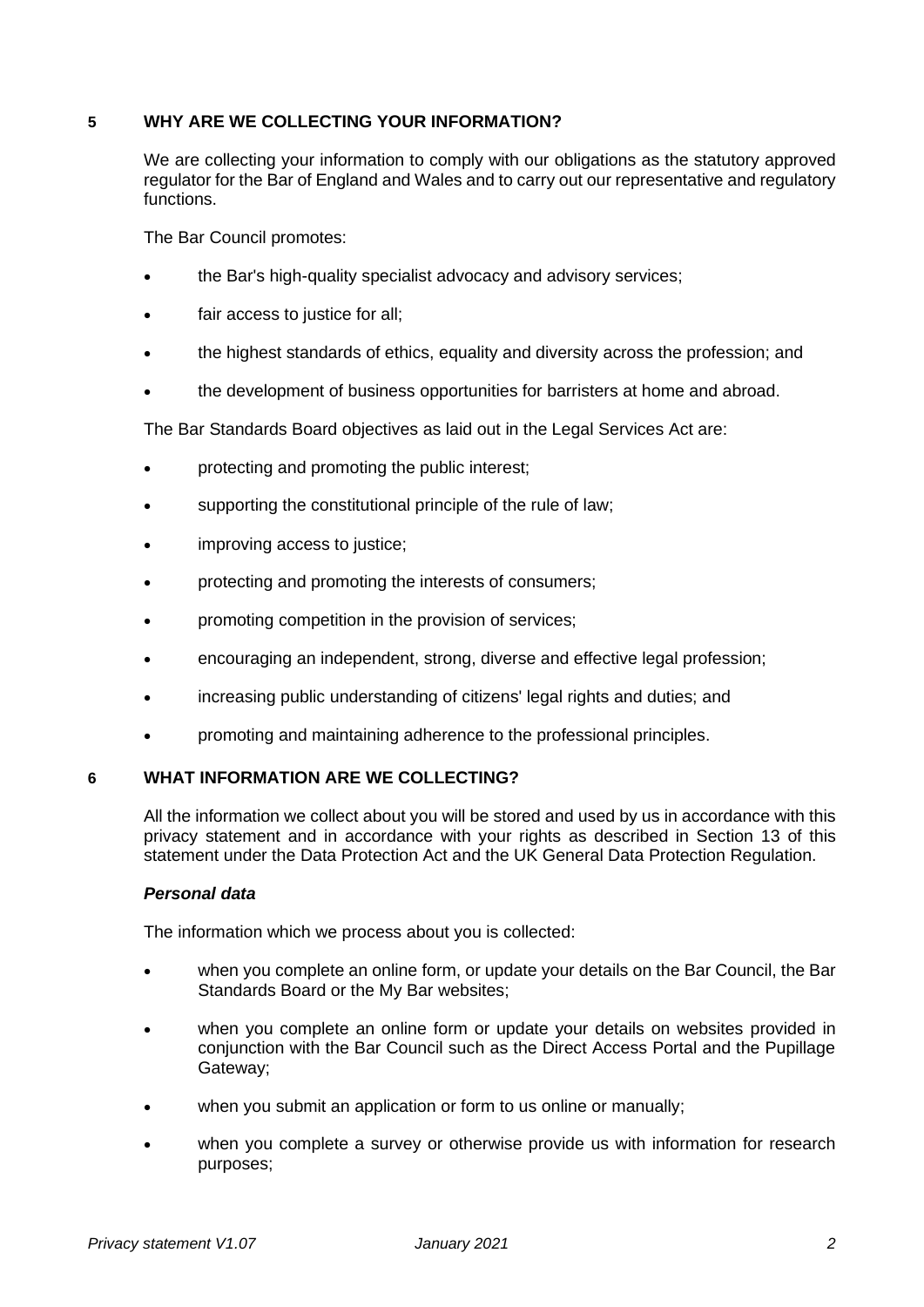## 5 WHY ARE WE COLLECTING YOUR INFORMATION?

We are collecting your information to comply with our obligations as the statutory approved regulator for the Bar of England and Wales and to carry out our representative and regulatory functions.

The Bar Council promotes:

- the Bar's high-quality specialist advocacy and advisory services;
- fair access to justice for all;
- the highest standards of ethics, equality and diversity across the profession; and
- the development of business opportunities for barristers at home and abroad.

The Bar Standards Board objectives as laid out in the Legal Services Act are:

- protecting and promoting the public interest;
- supporting the constitutional principle of the rule of law;
- improving access to justice;
- protecting and promoting the interests of consumers;
- promoting competition in the provision of services;
- encouraging an independent, strong, diverse and effective legal profession;
- increasing public understanding of citizens' legal rights and duties; and
- promoting and maintaining adherence to the professional principles.

## 6 WHAT INFORMATION ARE WE COLLECTING?

All the information we collect about you will be stored and used by us in accordance with this privacy statement and in accordance with your rights as described in Section 13 of this statement under the Data Protection Act and the UK General Data Protection Regulation.

***Personal data***

The information which we process about you is collected:

- when you complete an online form, or update your details on the Bar Council, the Bar Standards Board or the My Bar websites;
- when you complete an online form or update your details on websites provided in conjunction with the Bar Council such as the Direct Access Portal and the Pupillage Gateway;
- when you submit an application or form to us online or manually;
- when you complete a survey or otherwise provide us with information for research purposes;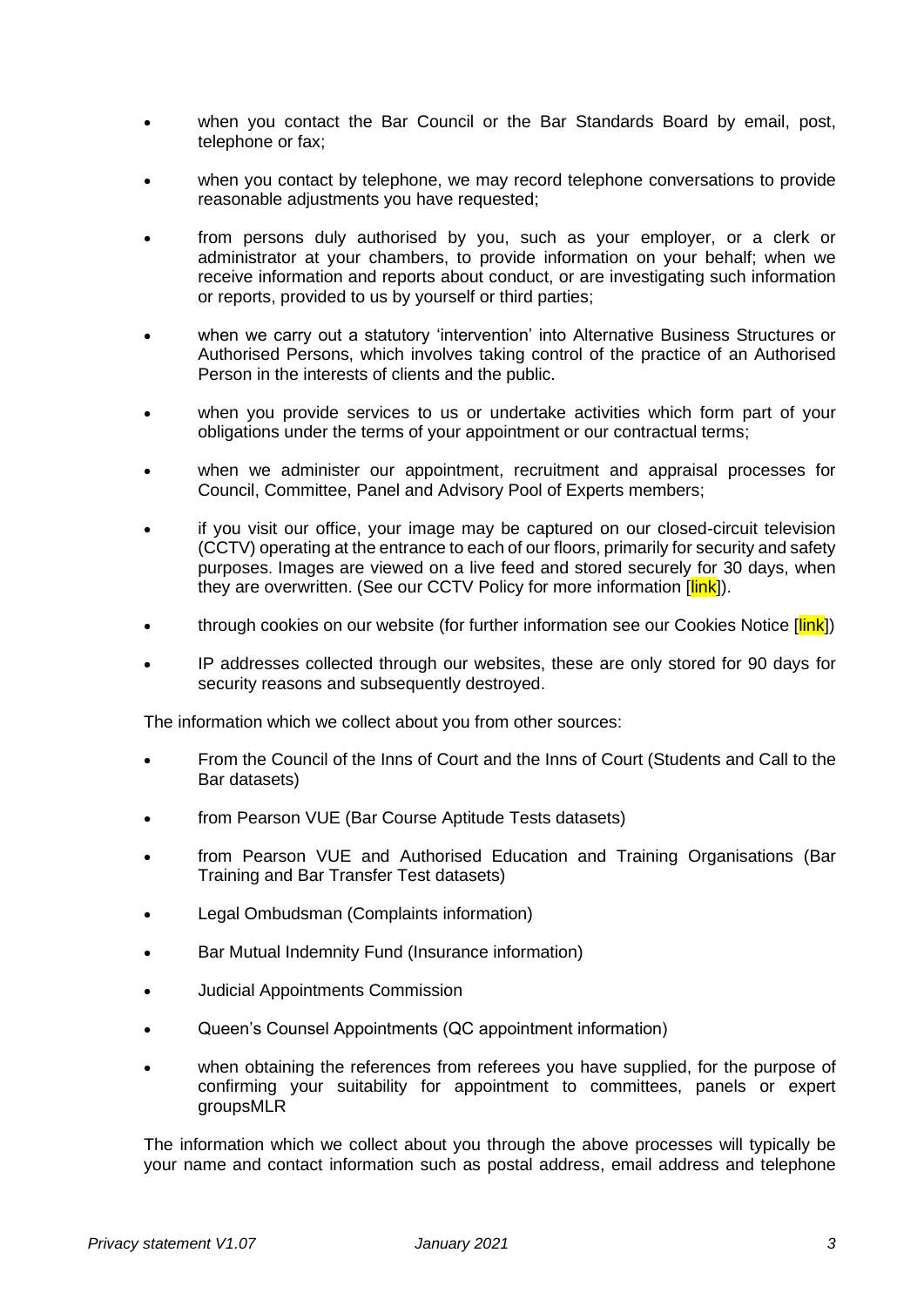- when you contact the Bar Council or the Bar Standards Board by email, post, telephone or fax;
- when you contact by telephone, we may record telephone conversations to provide reasonable adjustments you have requested;
- from persons duly authorised by you, such as your employer, or a clerk or administrator at your chambers, to provide information on your behalf; when we receive information and reports about conduct, or are investigating such information or reports, provided to us by yourself or third parties;
- when we carry out a statutory 'intervention' into Alternative Business Structures or Authorised Persons, which involves taking control of the practice of an Authorised Person in the interests of clients and the public.
- when you provide services to us or undertake activities which form part of your obligations under the terms of your appointment or our contractual terms;
- when we administer our appointment, recruitment and appraisal processes for Council, Committee, Panel and Advisory Pool of Experts members;
- if you visit our office, your image may be captured on our closed-circuit television (CCTV) operating at the entrance to each of our floors, primarily for security and safety purposes. Images are viewed on a live feed and stored securely for 30 days, when they are overwritten. (See our CCTV Policy for more information [link]).
- through cookies on our website (for further information see our Cookies Notice [link])
- IP addresses collected through our websites, these are only stored for 90 days for security reasons and subsequently destroyed.

The information which we collect about you from other sources:

- From the Council of the Inns of Court and the Inns of Court (Students and Call to the Bar datasets)
- from Pearson VUE (Bar Course Aptitude Tests datasets)
- from Pearson VUE and Authorised Education and Training Organisations (Bar Training and Bar Transfer Test datasets)
- Legal Ombudsman (Complaints information)
- Bar Mutual Indemnity Fund (Insurance information)
- Judicial Appointments Commission
- Queen's Counsel Appointments (QC appointment information)
- when obtaining the references from referees you have supplied, for the purpose of confirming your suitability for appointment to committees, panels or expert groupsMLR

The information which we collect about you through the above processes will typically be your name and contact information such as postal address, email address and telephone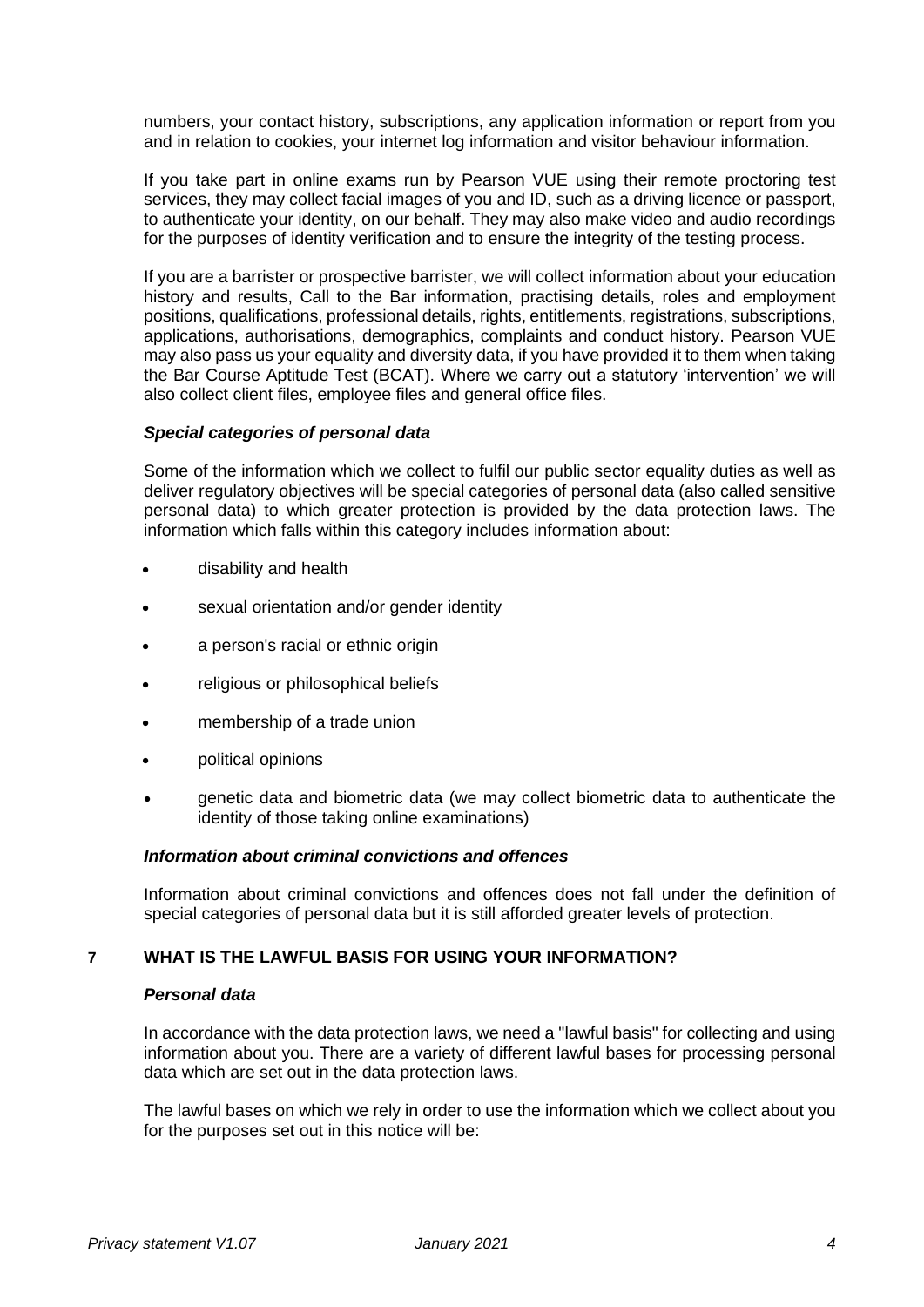numbers, your contact history, subscriptions, any application information or report from you and in relation to cookies, your internet log information and visitor behaviour information.

If you take part in online exams run by Pearson VUE using their remote proctoring test services, they may collect facial images of you and ID, such as a driving licence or passport, to authenticate your identity, on our behalf. They may also make video and audio recordings for the purposes of identity verification and to ensure the integrity of the testing process.

If you are a barrister or prospective barrister, we will collect information about your education history and results, Call to the Bar information, practising details, roles and employment positions, qualifications, professional details, rights, entitlements, registrations, subscriptions, applications, authorisations, demographics, complaints and conduct history. Pearson VUE may also pass us your equality and diversity data, if you have provided it to them when taking the Bar Course Aptitude Test (BCAT). Where we carry out a statutory 'intervention' we will also collect client files, employee files and general office files.

***Special categories of personal data***

Some of the information which we collect to fulfil our public sector equality duties as well as deliver regulatory objectives will be special categories of personal data (also called sensitive personal data) to which greater protection is provided by the data protection laws. The information which falls within this category includes information about:

- disability and health
- sexual orientation and/or gender identity
- a person's racial or ethnic origin
- religious or philosophical beliefs
- membership of a trade union
- political opinions
- genetic data and biometric data (we may collect biometric data to authenticate the identity of those taking online examinations)

***Information about criminal convictions and offences***

Information about criminal convictions and offences does not fall under the definition of special categories of personal data but it is still afforded greater levels of protection.

## 7 WHAT IS THE LAWFUL BASIS FOR USING YOUR INFORMATION?

***Personal data***

In accordance with the data protection laws, we need a "lawful basis" for collecting and using information about you. There are a variety of different lawful bases for processing personal data which are set out in the data protection laws.

The lawful bases on which we rely in order to use the information which we collect about you for the purposes set out in this notice will be: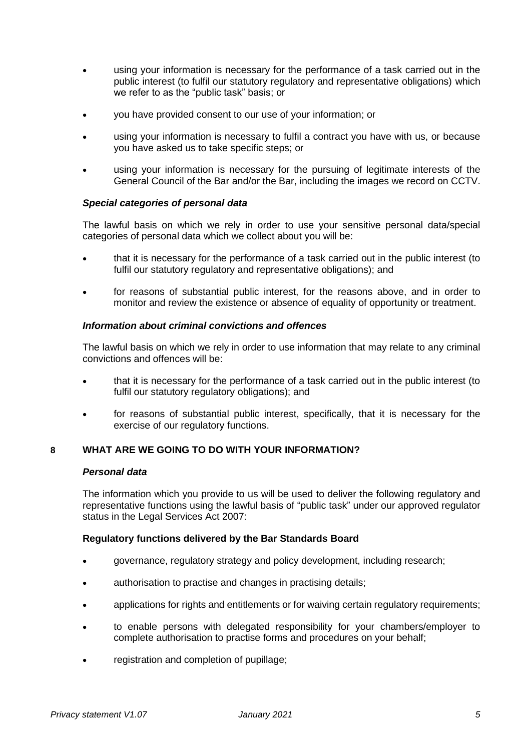- using your information is necessary for the performance of a task carried out in the public interest (to fulfil our statutory regulatory and representative obligations) which we refer to as the "public task" basis; or
- you have provided consent to our use of your information; or
- using your information is necessary to fulfil a contract you have with us, or because you have asked us to take specific steps; or
- using your information is necessary for the pursuing of legitimate interests of the General Council of the Bar and/or the Bar, including the images we record on CCTV.

### *Special categories of personal data*

The lawful basis on which we rely in order to use your sensitive personal data/special categories of personal data which we collect about you will be:

- that it is necessary for the performance of a task carried out in the public interest (to fulfil our statutory regulatory and representative obligations); and
- for reasons of substantial public interest, for the reasons above, and in order to monitor and review the existence or absence of equality of opportunity or treatment.

### *Information about criminal convictions and offences*

The lawful basis on which we rely in order to use information that may relate to any criminal convictions and offences will be:

- that it is necessary for the performance of a task carried out in the public interest (to fulfil our statutory regulatory obligations); and
- for reasons of substantial public interest, specifically, that it is necessary for the exercise of our regulatory functions.

## 8 WHAT ARE WE GOING TO DO WITH YOUR INFORMATION?

### *Personal data*

The information which you provide to us will be used to deliver the following regulatory and representative functions using the lawful basis of "public task" under our approved regulator status in the Legal Services Act 2007:

**Regulatory functions delivered by the Bar Standards Board**

- governance, regulatory strategy and policy development, including research;
- authorisation to practise and changes in practising details;
- applications for rights and entitlements or for waiving certain regulatory requirements;
- to enable persons with delegated responsibility for your chambers/employer to complete authorisation to practise forms and procedures on your behalf;
- registration and completion of pupillage;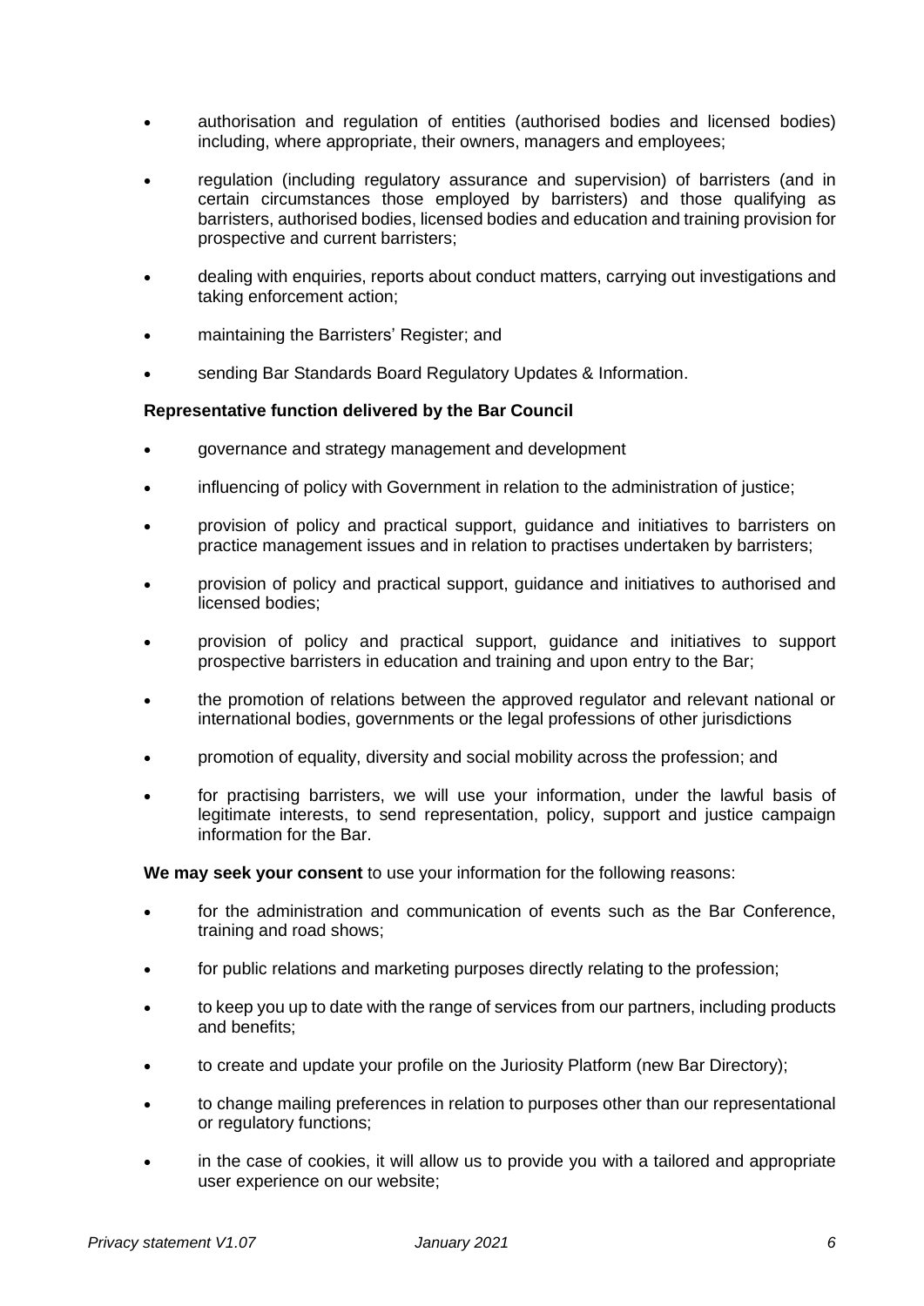- authorisation and regulation of entities (authorised bodies and licensed bodies) including, where appropriate, their owners, managers and employees;
- regulation (including regulatory assurance and supervision) of barristers (and in certain circumstances those employed by barristers) and those qualifying as barristers, authorised bodies, licensed bodies and education and training provision for prospective and current barristers;
- dealing with enquiries, reports about conduct matters, carrying out investigations and taking enforcement action;
- maintaining the Barristers' Register; and
- sending Bar Standards Board Regulatory Updates & Information.

**Representative function delivered by the Bar Council**

- governance and strategy management and development
- influencing of policy with Government in relation to the administration of justice;
- provision of policy and practical support, guidance and initiatives to barristers on practice management issues and in relation to practises undertaken by barristers;
- provision of policy and practical support, guidance and initiatives to authorised and licensed bodies;
- provision of policy and practical support, guidance and initiatives to support prospective barristers in education and training and upon entry to the Bar;
- the promotion of relations between the approved regulator and relevant national or international bodies, governments or the legal professions of other jurisdictions
- promotion of equality, diversity and social mobility across the profession; and
- for practising barristers, we will use your information, under the lawful basis of legitimate interests, to send representation, policy, support and justice campaign information for the Bar.

**We may seek your consent** to use your information for the following reasons:

- for the administration and communication of events such as the Bar Conference, training and road shows;
- for public relations and marketing purposes directly relating to the profession;
- to keep you up to date with the range of services from our partners, including products and benefits;
- to create and update your profile on the Juriosity Platform (new Bar Directory);
- to change mailing preferences in relation to purposes other than our representational or regulatory functions;
- in the case of cookies, it will allow us to provide you with a tailored and appropriate user experience on our website;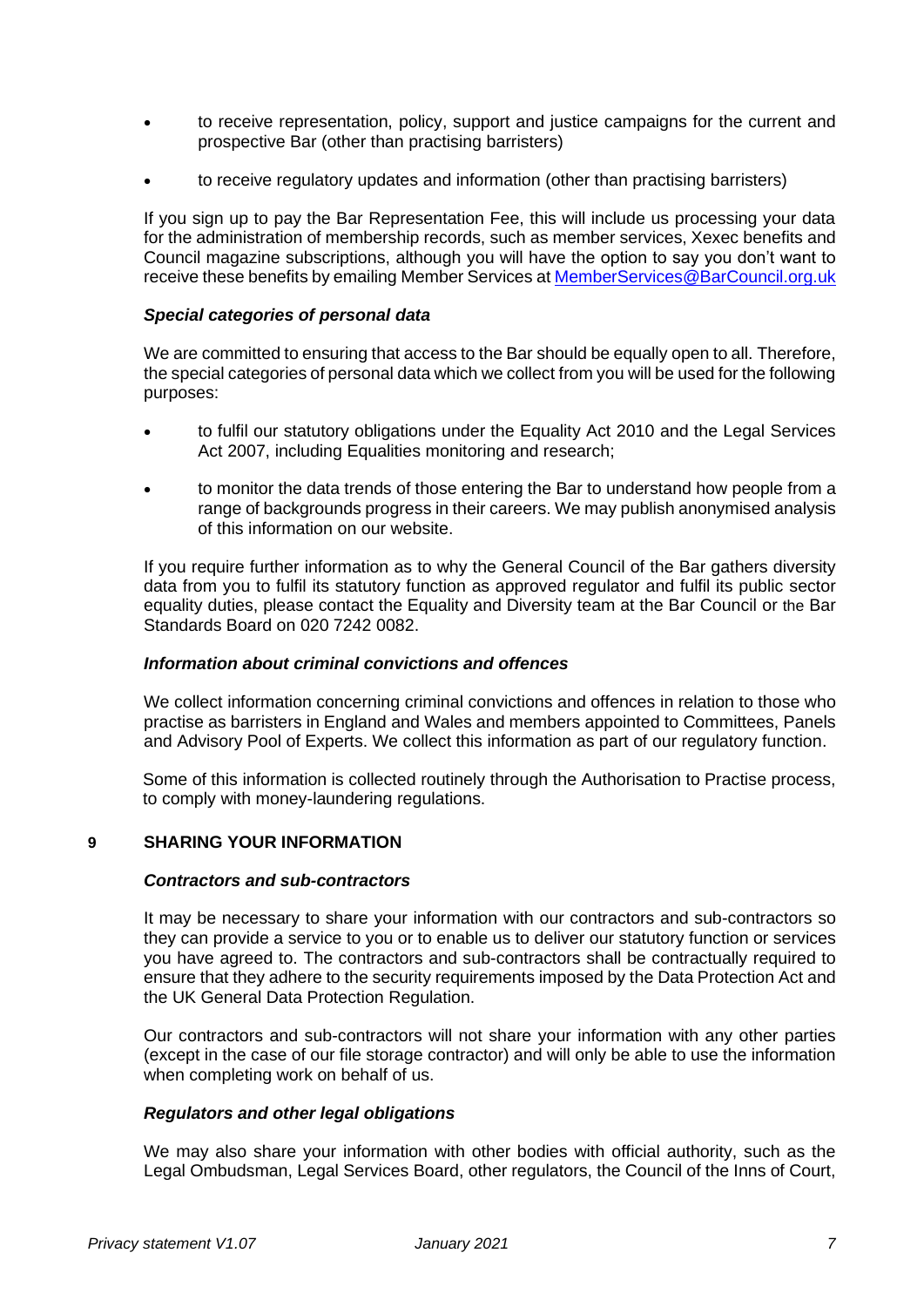- to receive representation, policy, support and justice campaigns for the current and prospective Bar (other than practising barristers)
- to receive regulatory updates and information (other than practising barristers)

If you sign up to pay the Bar Representation Fee, this will include us processing your data for the administration of membership records, such as member services, Xexec benefits and Council magazine subscriptions, although you will have the option to say you don't want to receive these benefits by emailing Member Services at MemberServices@BarCouncil.org.uk

***Special categories of personal data***

We are committed to ensuring that access to the Bar should be equally open to all. Therefore, the special categories of personal data which we collect from you will be used for the following purposes:

- to fulfil our statutory obligations under the Equality Act 2010 and the Legal Services Act 2007, including Equalities monitoring and research;
- to monitor the data trends of those entering the Bar to understand how people from a range of backgrounds progress in their careers. We may publish anonymised analysis of this information on our website.

If you require further information as to why the General Council of the Bar gathers diversity data from you to fulfil its statutory function as approved regulator and fulfil its public sector equality duties, please contact the Equality and Diversity team at the Bar Council or the Bar Standards Board on 020 7242 0082.

***Information about criminal convictions and offences***

We collect information concerning criminal convictions and offences in relation to those who practise as barristers in England and Wales and members appointed to Committees, Panels and Advisory Pool of Experts. We collect this information as part of our regulatory function.

Some of this information is collected routinely through the Authorisation to Practise process, to comply with money-laundering regulations.

## 9 SHARING YOUR INFORMATION

***Contractors and sub-contractors***

It may be necessary to share your information with our contractors and sub-contractors so they can provide a service to you or to enable us to deliver our statutory function or services you have agreed to. The contractors and sub-contractors shall be contractually required to ensure that they adhere to the security requirements imposed by the Data Protection Act and the UK General Data Protection Regulation.

Our contractors and sub-contractors will not share your information with any other parties (except in the case of our file storage contractor) and will only be able to use the information when completing work on behalf of us.

***Regulators and other legal obligations***

We may also share your information with other bodies with official authority, such as the Legal Ombudsman, Legal Services Board, other regulators, the Council of the Inns of Court,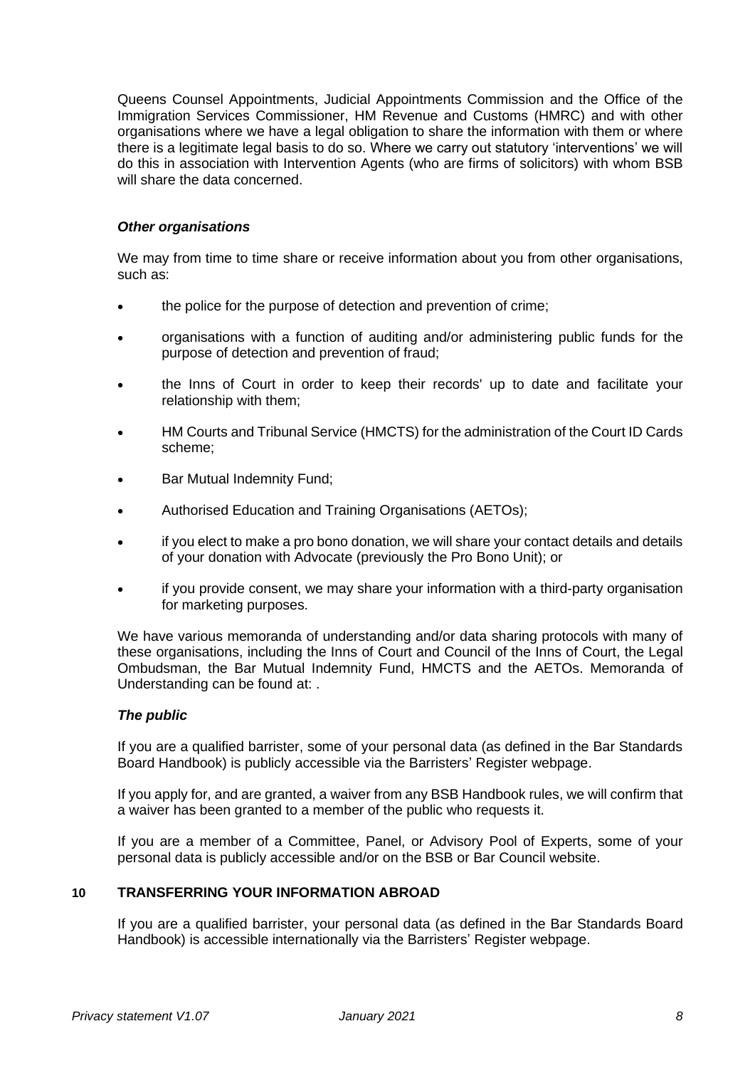Queens Counsel Appointments, Judicial Appointments Commission and the Office of the Immigration Services Commissioner, HM Revenue and Customs (HMRC) and with other organisations where we have a legal obligation to share the information with them or where there is a legitimate legal basis to do so. Where we carry out statutory 'interventions' we will do this in association with Intervention Agents (who are firms of solicitors) with whom BSB will share the data concerned.

***Other organisations***

We may from time to time share or receive information about you from other organisations, such as:

- the police for the purpose of detection and prevention of crime;
- organisations with a function of auditing and/or administering public funds for the purpose of detection and prevention of fraud;
- the Inns of Court in order to keep their records' up to date and facilitate your relationship with them;
- HM Courts and Tribunal Service (HMCTS) for the administration of the Court ID Cards scheme;
- Bar Mutual Indemnity Fund;
- Authorised Education and Training Organisations (AETOs);
- if you elect to make a pro bono donation, we will share your contact details and details of your donation with Advocate (previously the Pro Bono Unit); or
- if you provide consent, we may share your information with a third-party organisation for marketing purposes.

We have various memoranda of understanding and/or data sharing protocols with many of these organisations, including the Inns of Court and Council of the Inns of Court, the Legal Ombudsman, the Bar Mutual Indemnity Fund, HMCTS and the AETOs. Memoranda of Understanding can be found at: .

***The public***

If you are a qualified barrister, some of your personal data (as defined in the Bar Standards Board Handbook) is publicly accessible via the Barristers' Register webpage.

If you apply for, and are granted, a waiver from any BSB Handbook rules, we will confirm that a waiver has been granted to a member of the public who requests it.

If you are a member of a Committee, Panel, or Advisory Pool of Experts, some of your personal data is publicly accessible and/or on the BSB or Bar Council website.

## 10 TRANSFERRING YOUR INFORMATION ABROAD

If you are a qualified barrister, your personal data (as defined in the Bar Standards Board Handbook) is accessible internationally via the Barristers' Register webpage.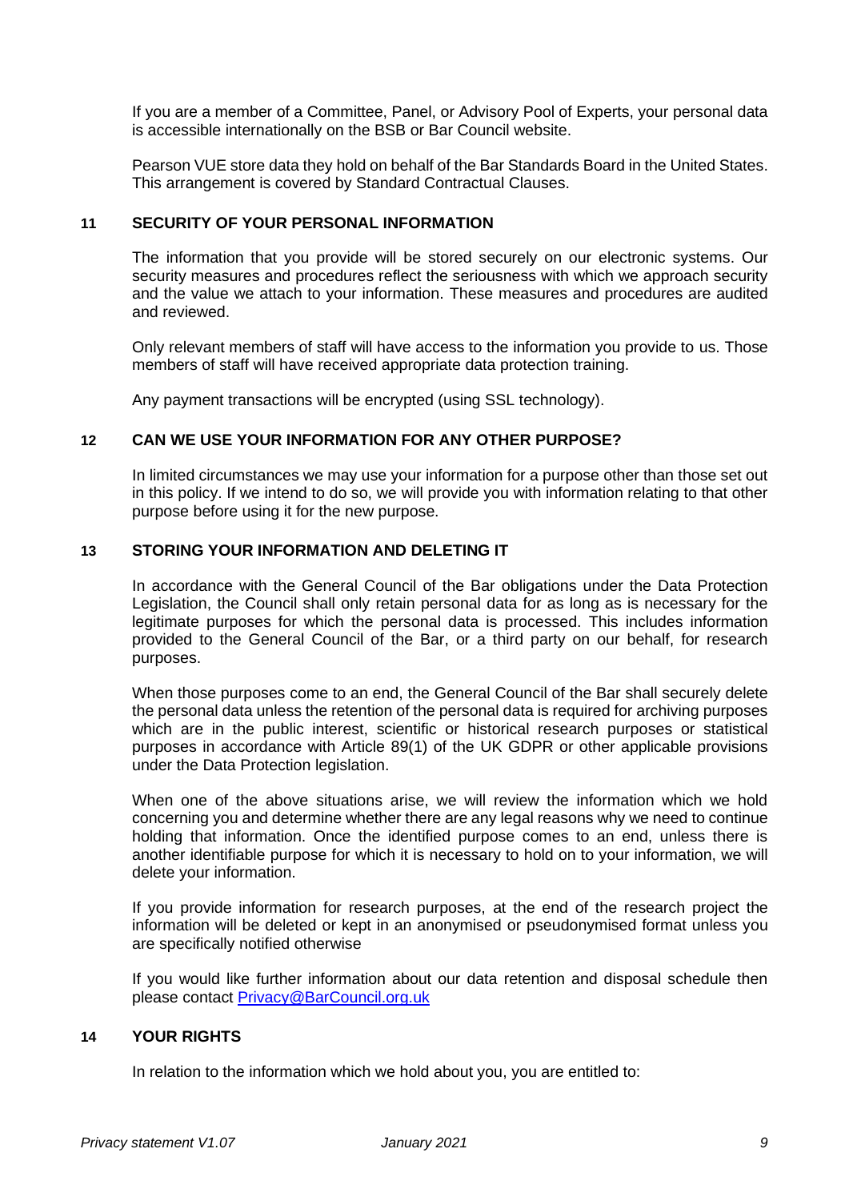If you are a member of a Committee, Panel, or Advisory Pool of Experts, your personal data is accessible internationally on the BSB or Bar Council website.

Pearson VUE store data they hold on behalf of the Bar Standards Board in the United States. This arrangement is covered by Standard Contractual Clauses.

## 11 SECURITY OF YOUR PERSONAL INFORMATION

The information that you provide will be stored securely on our electronic systems. Our security measures and procedures reflect the seriousness with which we approach security and the value we attach to your information. These measures and procedures are audited and reviewed.

Only relevant members of staff will have access to the information you provide to us. Those members of staff will have received appropriate data protection training.

Any payment transactions will be encrypted (using SSL technology).

## 12 CAN WE USE YOUR INFORMATION FOR ANY OTHER PURPOSE?

In limited circumstances we may use your information for a purpose other than those set out in this policy. If we intend to do so, we will provide you with information relating to that other purpose before using it for the new purpose.

## 13 STORING YOUR INFORMATION AND DELETING IT

In accordance with the General Council of the Bar obligations under the Data Protection Legislation, the Council shall only retain personal data for as long as is necessary for the legitimate purposes for which the personal data is processed. This includes information provided to the General Council of the Bar, or a third party on our behalf, for research purposes.

When those purposes come to an end, the General Council of the Bar shall securely delete the personal data unless the retention of the personal data is required for archiving purposes which are in the public interest, scientific or historical research purposes or statistical purposes in accordance with Article 89(1) of the UK GDPR or other applicable provisions under the Data Protection legislation.

When one of the above situations arise, we will review the information which we hold concerning you and determine whether there are any legal reasons why we need to continue holding that information. Once the identified purpose comes to an end, unless there is another identifiable purpose for which it is necessary to hold on to your information, we will delete your information.

If you provide information for research purposes, at the end of the research project the information will be deleted or kept in an anonymised or pseudonymised format unless you are specifically notified otherwise

If you would like further information about our data retention and disposal schedule then please contact [Privacy@BarCouncil.org.uk](mailto:Privacy@BarCouncil.org.uk)

## 14 YOUR RIGHTS

In relation to the information which we hold about you, you are entitled to: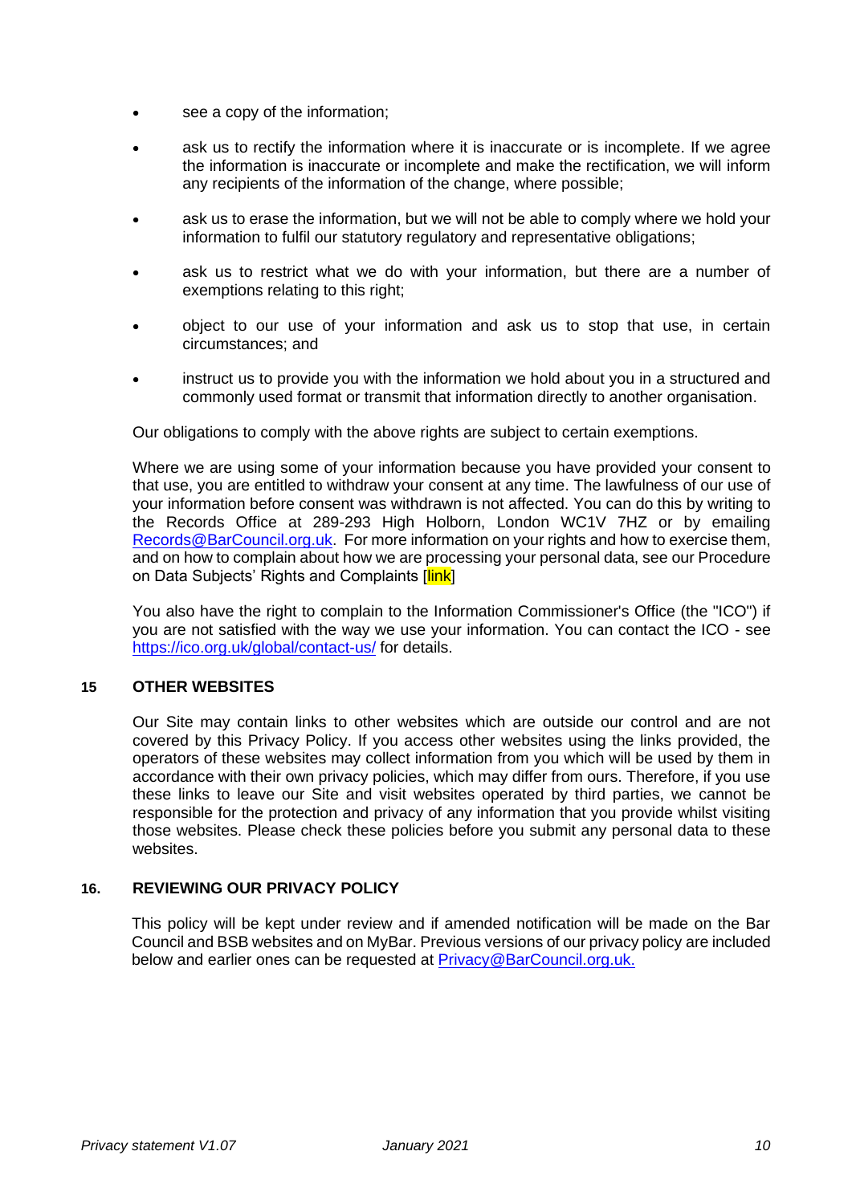- see a copy of the information;
- ask us to rectify the information where it is inaccurate or is incomplete. If we agree the information is inaccurate or incomplete and make the rectification, we will inform any recipients of the information of the change, where possible;
- ask us to erase the information, but we will not be able to comply where we hold your information to fulfil our statutory regulatory and representative obligations;
- ask us to restrict what we do with your information, but there are a number of exemptions relating to this right;
- object to our use of your information and ask us to stop that use, in certain circumstances; and
- instruct us to provide you with the information we hold about you in a structured and commonly used format or transmit that information directly to another organisation.

Our obligations to comply with the above rights are subject to certain exemptions.

Where we are using some of your information because you have provided your consent to that use, you are entitled to withdraw your consent at any time. The lawfulness of our use of your information before consent was withdrawn is not affected. You can do this by writing to the Records Office at 289-293 High Holborn, London WC1V 7HZ or by emailing Records@BarCouncil.org.uk. For more information on your rights and how to exercise them, and on how to complain about how we are processing your personal data, see our Procedure on Data Subjects' Rights and Complaints [link]

You also have the right to complain to the Information Commissioner's Office (the "ICO") if you are not satisfied with the way we use your information. You can contact the ICO - see https://ico.org.uk/global/contact-us/ for details.

## 15 OTHER WEBSITES

Our Site may contain links to other websites which are outside our control and are not covered by this Privacy Policy. If you access other websites using the links provided, the operators of these websites may collect information from you which will be used by them in accordance with their own privacy policies, which may differ from ours. Therefore, if you use these links to leave our Site and visit websites operated by third parties, we cannot be responsible for the protection and privacy of any information that you provide whilst visiting those websites. Please check these policies before you submit any personal data to these websites.

## 16. REVIEWING OUR PRIVACY POLICY

This policy will be kept under review and if amended notification will be made on the Bar Council and BSB websites and on MyBar. Previous versions of our privacy policy are included below and earlier ones can be requested at Privacy@BarCouncil.org.uk.